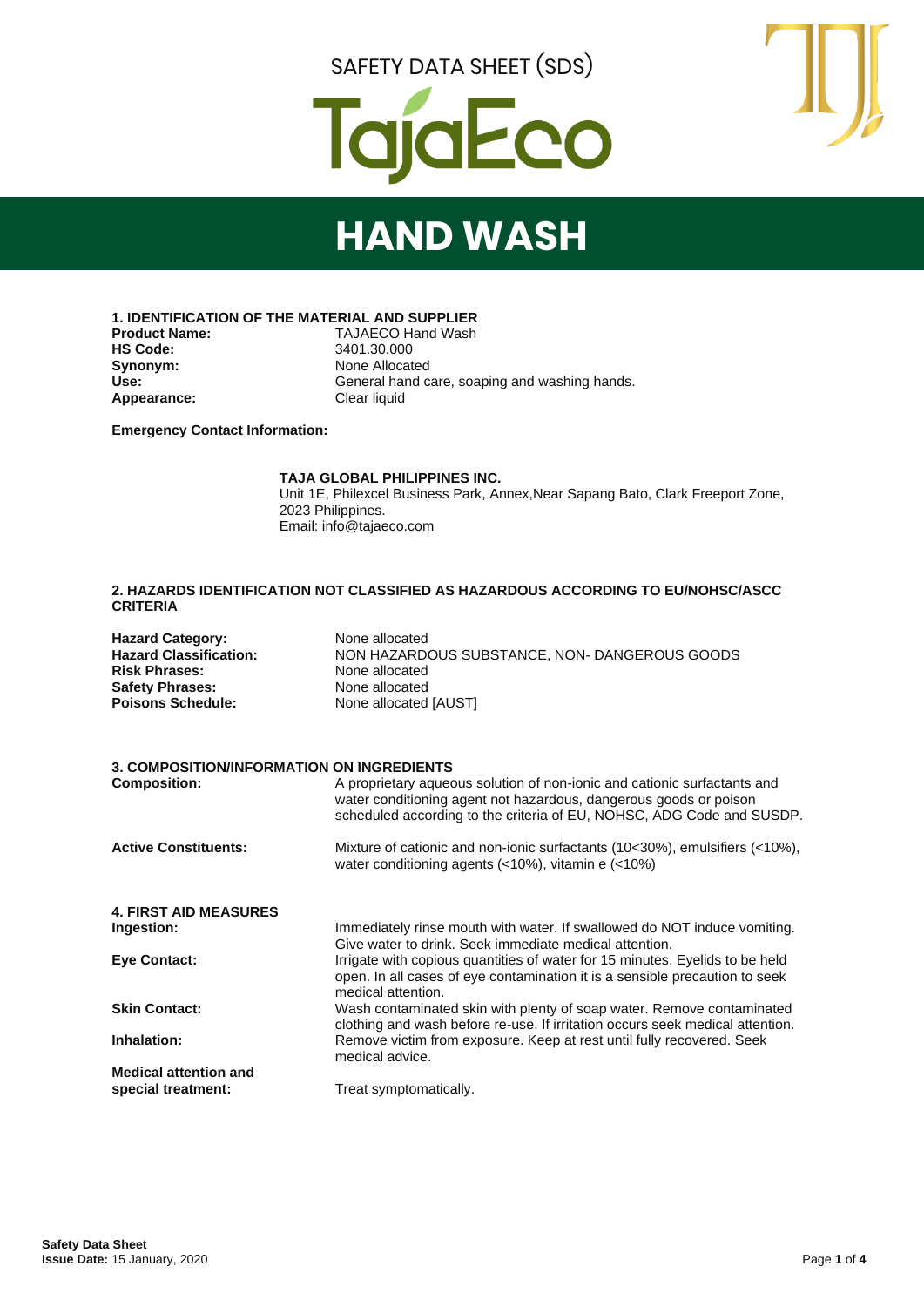SAFETY DATA SHEET (SDS)

TajaEco

# HAND WASH

## 1. IDENTIFICATION OF THE MATERIAL AND SUPPLIER

| | |
|---|---|
| **Product Name:** | TAJAECO Hand Wash |
| **HS Code:** | 3401.30.000 |
| **Synonym:** | None Allocated |
| **Use:** | General hand care, soaping and washing hands. |
| **Appearance:** | Clear liquid |

**Emergency Contact Information:**

**TAJA GLOBAL PHILIPPINES INC.**
Unit 1E, Philexcel Business Park, Annex,Near Sapang Bato, Clark Freeport Zone, 2023 Philippines.
Email: info@tajaeco.com

## 2. HAZARDS IDENTIFICATION NOT CLASSIFIED AS HAZARDOUS ACCORDING TO EU/NOHSC/ASCC CRITERIA

| | |
|---|---|
| **Hazard Category:** | None allocated |
| **Hazard Classification:** | NON HAZARDOUS SUBSTANCE, NON- DANGEROUS GOODS |
| **Risk Phrases:** | None allocated |
| **Safety Phrases:** | None allocated |
| **Poisons Schedule:** | None allocated [AUST] |

## 3. COMPOSITION/INFORMATION ON INGREDIENTS

| | |
|---|---|
| **Composition:** | A proprietary aqueous solution of non-ionic and cationic surfactants and water conditioning agent not hazardous, dangerous goods or poison scheduled according to the criteria of EU, NOHSC, ADG Code and SUSDP. |
| **Active Constituents:** | Mixture of cationic and non-ionic surfactants (10<30%), emulsifiers (<10%), water conditioning agents (<10%), vitamin e (<10%) |

## 4. FIRST AID MEASURES

| | |
|---|---|
| **Ingestion:** | Immediately rinse mouth with water. If swallowed do NOT induce vomiting. Give water to drink. Seek immediate medical attention. |
| **Eye Contact:** | Irrigate with copious quantities of water for 15 minutes. Eyelids to be held open. In all cases of eye contamination it is a sensible precaution to seek medical attention. |
| **Skin Contact:** | Wash contaminated skin with plenty of soap water. Remove contaminated clothing and wash before re-use. If irritation occurs seek medical attention. |
| **Inhalation:** | Remove victim from exposure. Keep at rest until fully recovered. Seek medical advice. |
| **Medical attention and special treatment:** | Treat symptomatically. |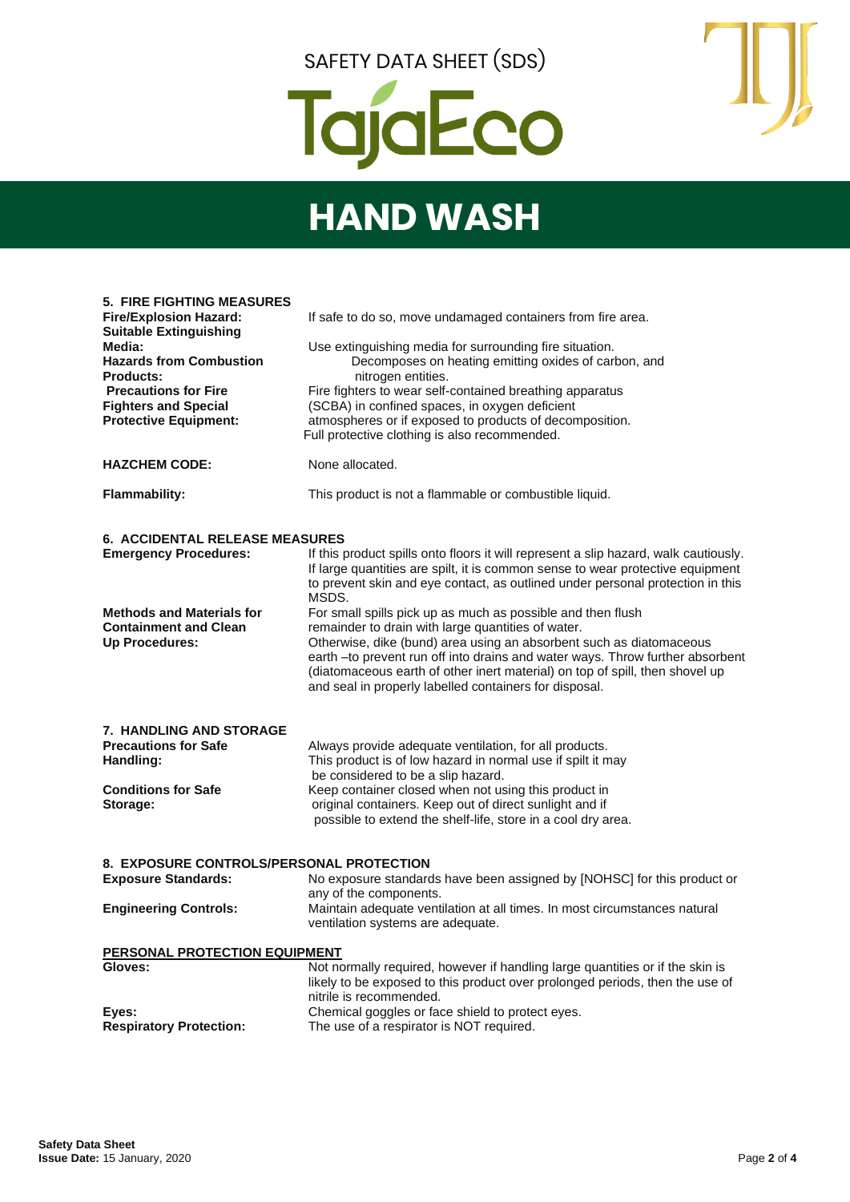SAFETY DATA SHEET (SDS)

TajaEco

# HAND WASH

## 5. FIRE FIGHTING MEASURES

| | |
|---|---|
| **Fire/Explosion Hazard:** | If safe to do so, move undamaged containers from fire area. |
| **Suitable Extinguishing Media:** | Use extinguishing media for surrounding fire situation. |
| **Hazards from Combustion Products:** | Decomposes on heating emitting oxides of carbon, and nitrogen entities. |
| **Precautions for Fire Fighters and Special Protective Equipment:** | Fire fighters to wear self-contained breathing apparatus (SCBA) in confined spaces, in oxygen deficient atmospheres or if exposed to products of decomposition. Full protective clothing is also recommended. |
| **HAZCHEM CODE:** | None allocated. |
| **Flammability:** | This product is not a flammable or combustible liquid. |

## 6. ACCIDENTAL RELEASE MEASURES

| | |
|---|---|
| **Emergency Procedures:** | If this product spills onto floors it will represent a slip hazard, walk cautiously. If large quantities are spilt, it is common sense to wear protective equipment to prevent skin and eye contact, as outlined under personal protection in this MSDS. |
| **Methods and Materials for Containment and Clean Up Procedures:** | For small spills pick up as much as possible and then flush remainder to drain with large quantities of water. Otherwise, dike (bund) area using an absorbent such as diatomaceous earth –to prevent run off into drains and water ways. Throw further absorbent (diatomaceous earth of other inert material) on top of spill, then shovel up and seal in properly labelled containers for disposal. |

## 7. HANDLING AND STORAGE

| | |
|---|---|
| **Precautions for Safe Handling:** | Always provide adequate ventilation, for all products. This product is of low hazard in normal use if spilt it may be considered to be a slip hazard. |
| **Conditions for Safe Storage:** | Keep container closed when not using this product in original containers. Keep out of direct sunlight and if possible to extend the shelf-life, store in a cool dry area. |

## 8. EXPOSURE CONTROLS/PERSONAL PROTECTION

| | |
|---|---|
| **Exposure Standards:** | No exposure standards have been assigned by [NOHSC] for this product or any of the components. |
| **Engineering Controls:** | Maintain adequate ventilation at all times. In most circumstances natural ventilation systems are adequate. |

### PERSONAL PROTECTION EQUIPMENT

| | |
|---|---|
| **Gloves:** | Not normally required, however if handling large quantities or if the skin is likely to be exposed to this product over prolonged periods, then the use of nitrile is recommended. |
| **Eyes:** | Chemical goggles or face shield to protect eyes. |
| **Respiratory Protection:** | The use of a respirator is NOT required. |

**Safety Data Sheet**
**Issue Date:** 15 January, 2020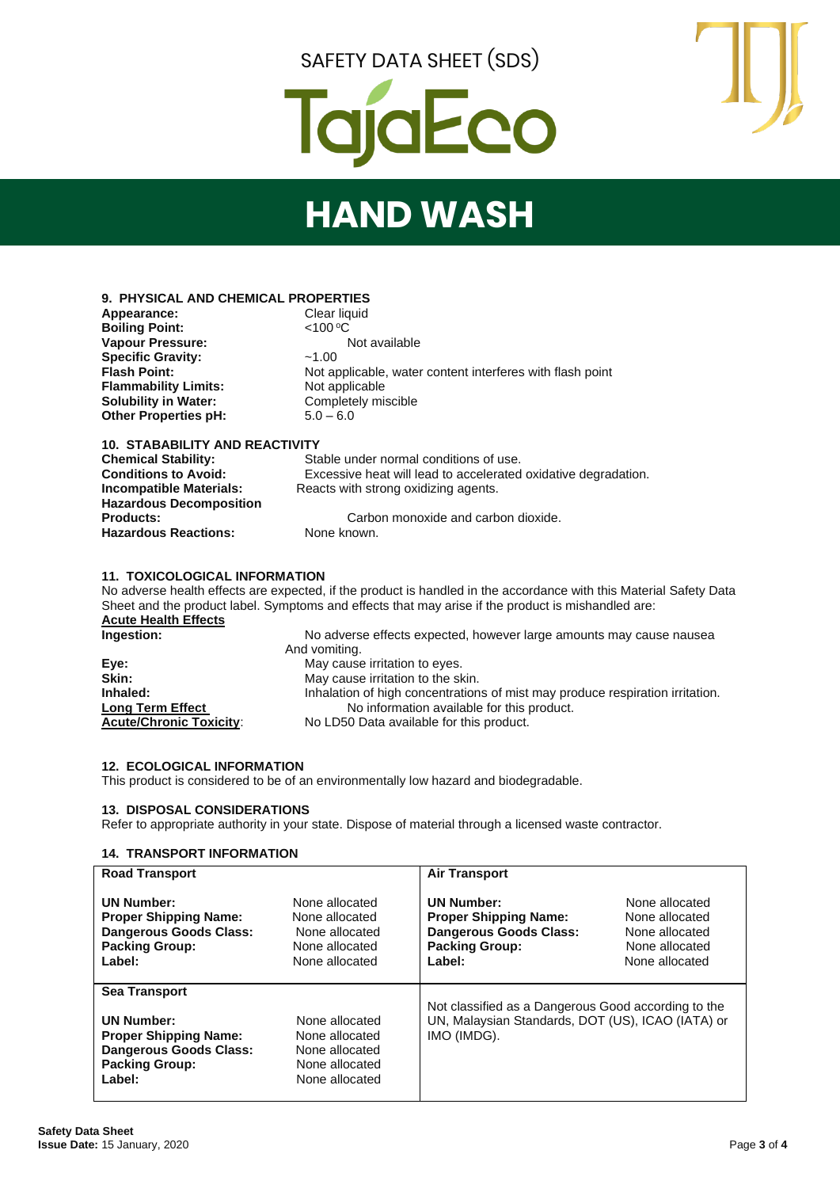SAFETY DATA SHEET (SDS)

TajaEco

# HAND WASH

## 9. PHYSICAL AND CHEMICAL PROPERTIES

**Appearance:** Clear liquid
**Boiling Point:** <100 ºC
**Vapour Pressure:** Not available
**Specific Gravity:** ~1.00
**Flash Point:** Not applicable, water content interferes with flash point
**Flammability Limits:** Not applicable
**Solubility in Water:** Completely miscible
**Other Properties pH:** 5.0 – 6.0

## 10. STABABILITY AND REACTIVITY

**Chemical Stability:** Stable under normal conditions of use.
**Conditions to Avoid:** Excessive heat will lead to accelerated oxidative degradation.
**Incompatible Materials:** Reacts with strong oxidizing agents.
**Hazardous Decomposition Products:** Carbon monoxide and carbon dioxide.
**Hazardous Reactions:** None known.

## 11. TOXICOLOGICAL INFORMATION

No adverse health effects are expected, if the product is handled in the accordance with this Material Safety Data Sheet and the product label. Symptoms and effects that may arise if the product is mishandled are:

**Acute Health Effects**

**Ingestion:** No adverse effects expected, however large amounts may cause nausea And vomiting.
**Eye:** May cause irritation to eyes.
**Skin:** May cause irritation to the skin.
**Inhaled:** Inhalation of high concentrations of mist may produce respiration irritation.
**Long Term Effect** No information available for this product.
**Acute/Chronic Toxicity**: No LD50 Data available for this product.

## 12. ECOLOGICAL INFORMATION

This product is considered to be of an environmentally low hazard and biodegradable.

## 13. DISPOSAL CONSIDERATIONS

Refer to appropriate authority in your state. Dispose of material through a licensed waste contractor.

## 14. TRANSPORT INFORMATION

| Road Transport | | Air Transport | |
|---|---|---|---|
| **UN Number:** | None allocated | **UN Number:** | None allocated |
| **Proper Shipping Name:** | None allocated | **Proper Shipping Name:** | None allocated |
| **Dangerous Goods Class:** | None allocated | **Dangerous Goods Class:** | None allocated |
| **Packing Group:** | None allocated | **Packing Group:** | None allocated |
| **Label:** | None allocated | **Label:** | None allocated |
| **Sea Transport** | | Not classified as a Dangerous Good according to the UN, Malaysian Standards, DOT (US), ICAO (IATA) or IMO (IMDG). | |
| **UN Number:** | None allocated | | |
| **Proper Shipping Name:** | None allocated | | |
| **Dangerous Goods Class:** | None allocated | | |
| **Packing Group:** | None allocated | | |
| **Label:** | None allocated | | |

**Safety Data Sheet**
**Issue Date:** 15 January, 2020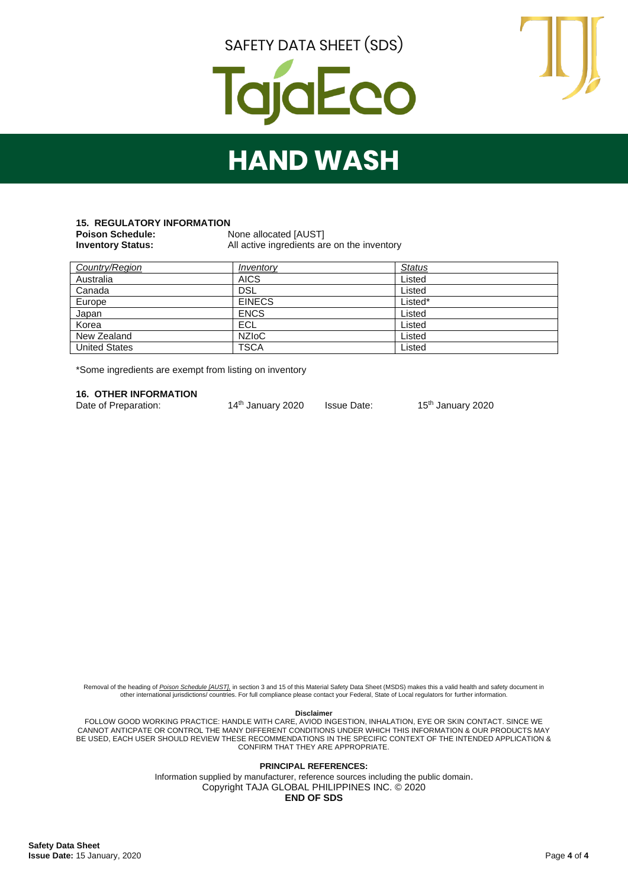SAFETY DATA SHEET (SDS)

TajaEco

# HAND WASH

## 15. REGULATORY INFORMATION

**Poison Schedule:** None allocated [AUST]
**Inventory Status:** All active ingredients are on the inventory

| *Country/Region* | *Inventory* | *Status* |
| --- | --- | --- |
| Australia | AICS | Listed |
| Canada | DSL | Listed |
| Europe | EINECS | Listed* |
| Japan | ENCS | Listed |
| Korea | ECL | Listed |
| New Zealand | NZIoC | Listed |
| United States | TSCA | Listed |

*Some ingredients are exempt from listing on inventory

## 16. OTHER INFORMATION

Date of Preparation: 14th January 2020 Issue Date: 15th January 2020

Removal of the heading of *Poison Schedule [AUST]*, in section 3 and 15 of this Material Safety Data Sheet (MSDS) makes this a valid health and safety document in other international jurisdictions/ countries. For full compliance please contact your Federal, State of Local regulators for further information.

**Disclaimer**

FOLLOW GOOD WORKING PRACTICE: HANDLE WITH CARE, AVIOD INGESTION, INHALATION, EYE OR SKIN CONTACT. SINCE WE CANNOT ANTICPATE OR CONTROL THE MANY DIFFERENT CONDITIONS UNDER WHICH THIS INFORMATION & OUR PRODUCTS MAY BE USED, EACH USER SHOULD REVIEW THESE RECOMMENDATIONS IN THE SPECIFIC CONTEXT OF THE INTENDED APPLICATION & CONFIRM THAT THEY ARE APPROPRIATE.

**PRINCIPAL REFERENCES:**

Information supplied by manufacturer, reference sources including the public domain.
Copyright TAJA GLOBAL PHILIPPINES INC. © 2020
**END OF SDS**